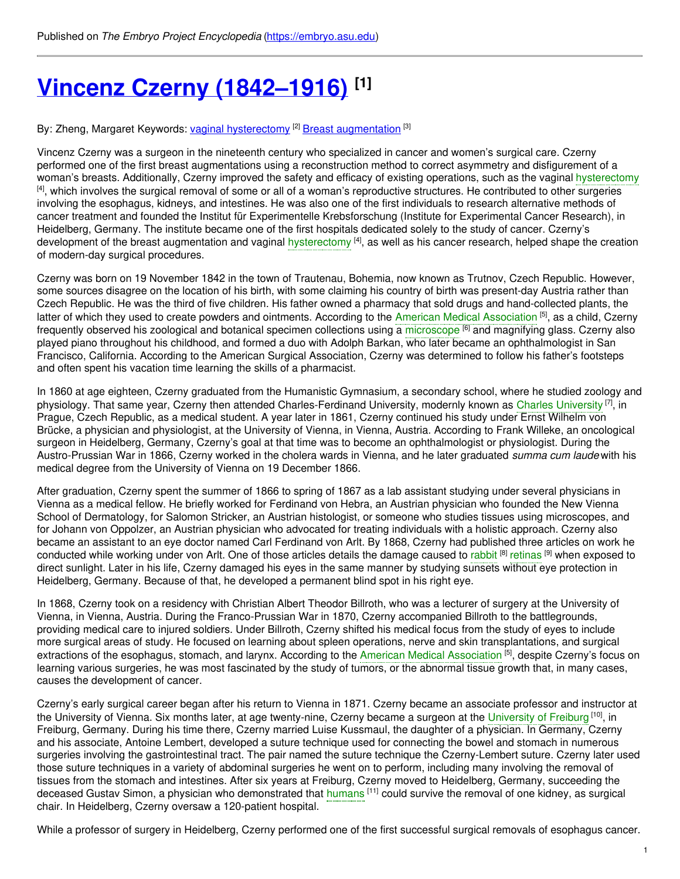Published on *The Embryo Project Encyclopedia* (https://embryo.asu.edu)

# Vincenz Czerny (1842–1916) [1]

By: Zheng, Margaret Keywords: vaginal hysterectomy [2] Breast augmentation [3]

Vincenz Czerny was a surgeon in the nineteenth century who specialized in cancer and women's surgical care. Czerny performed one of the first breast augmentations using a reconstruction method to correct asymmetry and disfigurement of a woman's breasts. Additionally, Czerny improved the safety and efficacy of existing operations, such as the vaginal hysterectomy [4], which involves the surgical removal of some or all of a woman's reproductive structures. He contributed to other surgeries involving the esophagus, kidneys, and intestines. He was also one of the first individuals to research alternative methods of cancer treatment and founded the Institut für Experimentelle Krebsforschung (Institute for Experimental Cancer Research), in Heidelberg, Germany. The institute became one of the first hospitals dedicated solely to the study of cancer. Czerny's development of the breast augmentation and vaginal hysterectomy [4], as well as his cancer research, helped shape the creation of modern-day surgical procedures.

Czerny was born on 19 November 1842 in the town of Trautenau, Bohemia, now known as Trutnov, Czech Republic. However, some sources disagree on the location of his birth, with some claiming his country of birth was present-day Austria rather than Czech Republic. He was the third of five children. His father owned a pharmacy that sold drugs and hand-collected plants, the latter of which they used to create powders and ointments. According to the American Medical Association [5], as a child, Czerny frequently observed his zoological and botanical specimen collections using a microscope [6] and magnifying glass. Czerny also played piano throughout his childhood, and formed a duo with Adolph Barkan, who later became an ophthalmologist in San Francisco, California. According to the American Surgical Association, Czerny was determined to follow his father's footsteps and often spent his vacation time learning the skills of a pharmacist.

In 1860 at age eighteen, Czerny graduated from the Humanistic Gymnasium, a secondary school, where he studied zoology and physiology. That same year, Czerny then attended Charles-Ferdinand University, modernly known as Charles University [7], in Prague, Czech Republic, as a medical student. A year later in 1861, Czerny continued his study under Ernst Wilhelm von Brücke, a physician and physiologist, at the University of Vienna, in Vienna, Austria. According to Frank Willeke, an oncological surgeon in Heidelberg, Germany, Czerny's goal at that time was to become an ophthalmologist or physiologist. During the Austro-Prussian War in 1866, Czerny worked in the cholera wards in Vienna, and he later graduated *summa cum laude* with his medical degree from the University of Vienna on 19 December 1866.

After graduation, Czerny spent the summer of 1866 to spring of 1867 as a lab assistant studying under several physicians in Vienna as a medical fellow. He briefly worked for Ferdinand von Hebra, an Austrian physician who founded the New Vienna School of Dermatology, for Salomon Stricker, an Austrian histologist, or someone who studies tissues using microscopes, and for Johann von Oppolzer, an Austrian physician who advocated for treating individuals with a holistic approach. Czerny also became an assistant to an eye doctor named Carl Ferdinand von Arlt. By 1868, Czerny had published three articles on work he conducted while working under von Arlt. One of those articles details the damage caused to rabbit [8] retinas [9] when exposed to direct sunlight. Later in his life, Czerny damaged his eyes in the same manner by studying sunsets without eye protection in Heidelberg, Germany. Because of that, he developed a permanent blind spot in his right eye.

In 1868, Czerny took on a residency with Christian Albert Theodor Billroth, who was a lecturer of surgery at the University of Vienna, in Vienna, Austria. During the Franco-Prussian War in 1870, Czerny accompanied Billroth to the battlegrounds, providing medical care to injured soldiers. Under Billroth, Czerny shifted his medical focus from the study of eyes to include more surgical areas of study. He focused on learning about spleen operations, nerve and skin transplantations, and surgical extractions of the esophagus, stomach, and larynx. According to the American Medical Association [5], despite Czerny's focus on learning various surgeries, he was most fascinated by the study of tumors, or the abnormal tissue growth that, in many cases, causes the development of cancer.

Czerny's early surgical career began after his return to Vienna in 1871. Czerny became an associate professor and instructor at the University of Vienna. Six months later, at age twenty-nine, Czerny became a surgeon at the University of Freiburg [10], in Freiburg, Germany. During his time there, Czerny married Luise Kussmaul, the daughter of a physician. In Germany, Czerny and his associate, Antoine Lembert, developed a suture technique used for connecting the bowel and stomach in numerous surgeries involving the gastrointestinal tract. The pair named the suture technique the Czerny-Lembert suture. Czerny later used those suture techniques in a variety of abdominal surgeries he went on to perform, including many involving the removal of tissues from the stomach and intestines. After six years at Freiburg, Czerny moved to Heidelberg, Germany, succeeding the deceased Gustav Simon, a physician who demonstrated that humans [11] could survive the removal of one kidney, as surgical chair. In Heidelberg, Czerny oversaw a 120-patient hospital.

While a professor of surgery in Heidelberg, Czerny performed one of the first successful surgical removals of esophagus cancer.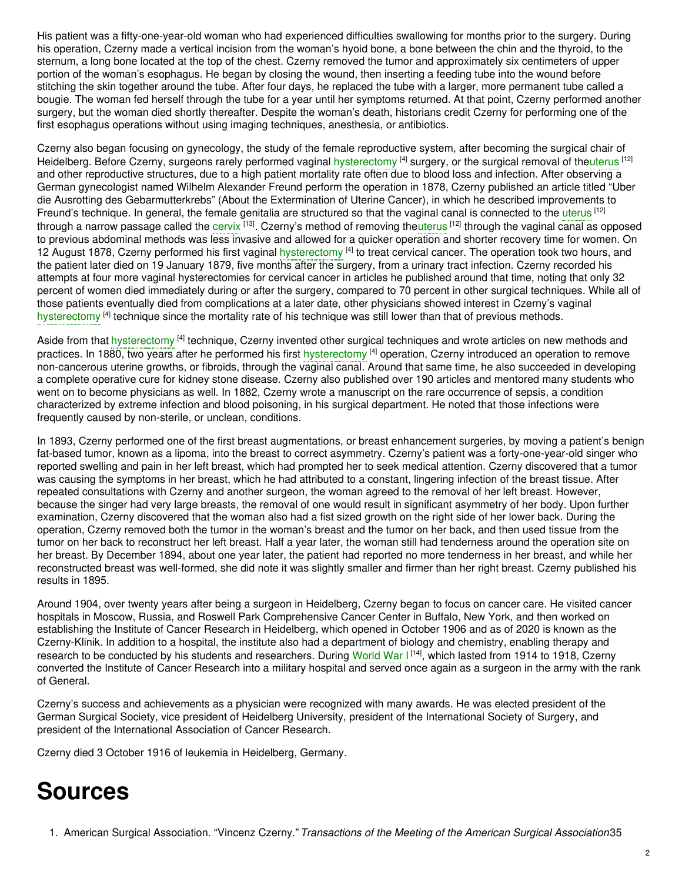His patient was a fifty-one-year-old woman who had experienced difficulties swallowing for months prior to the surgery. During his operation, Czerny made a vertical incision from the woman's hyoid bone, a bone between the chin and the thyroid, to the sternum, a long bone located at the top of the chest. Czerny removed the tumor and approximately six centimeters of upper portion of the woman's esophagus. He began by closing the wound, then inserting a feeding tube into the wound before stitching the skin together around the tube. After four days, he replaced the tube with a larger, more permanent tube called a bougie. The woman fed herself through the tube for a year until her symptoms returned. At that point, Czerny performed another surgery, but the woman died shortly thereafter. Despite the woman's death, historians credit Czerny for performing one of the first esophagus operations without using imaging techniques, anesthesia, or antibiotics.

Czerny also began focusing on gynecology, the study of the female reproductive system, after becoming the surgical chair of Heidelberg. Before Czerny, surgeons rarely performed vaginal hysterectomy [4] surgery, or the surgical removal of the uterus [12] and other reproductive structures, due to a high patient mortality rate often due to blood loss and infection. After observing a German gynecologist named Wilhelm Alexander Freund perform the operation in 1878, Czerny published an article titled "Uber die Ausrotting des Gebarmutterkrebs" (About the Extermination of Uterine Cancer), in which he described improvements to Freund's technique. In general, the female genitalia are structured so that the vaginal canal is connected to the uterus [12] through a narrow passage called the cervix [13]. Czerny's method of removing the uterus [12] through the vaginal canal as opposed to previous abdominal methods was less invasive and allowed for a quicker operation and shorter recovery time for women. On 12 August 1878, Czerny performed his first vaginal hysterectomy [4] to treat cervical cancer. The operation took two hours, and the patient later died on 19 January 1879, five months after the surgery, from a urinary tract infection. Czerny recorded his attempts at four more vaginal hysterectomies for cervical cancer in articles he published around that time, noting that only 32 percent of women died immediately during or after the surgery, compared to 70 percent in other surgical techniques. While all of those patients eventually died from complications at a later date, other physicians showed interest in Czerny's vaginal hysterectomy [4] technique since the mortality rate of his technique was still lower than that of previous methods.

Aside from that hysterectomy [4] technique, Czerny invented other surgical techniques and wrote articles on new methods and practices. In 1880, two years after he performed his first hysterectomy [4] operation, Czerny introduced an operation to remove non-cancerous uterine growths, or fibroids, through the vaginal canal. Around that same time, he also succeeded in developing a complete operative cure for kidney stone disease. Czerny also published over 190 articles and mentored many students who went on to become physicians as well. In 1882, Czerny wrote a manuscript on the rare occurrence of sepsis, a condition characterized by extreme infection and blood poisoning, in his surgical department. He noted that those infections were frequently caused by non-sterile, or unclean, conditions.

In 1893, Czerny performed one of the first breast augmentations, or breast enhancement surgeries, by moving a patient's benign fat-based tumor, known as a lipoma, into the breast to correct asymmetry. Czerny's patient was a forty-one-year-old singer who reported swelling and pain in her left breast, which had prompted her to seek medical attention. Czerny discovered that a tumor was causing the symptoms in her breast, which he had attributed to a constant, lingering infection of the breast tissue. After repeated consultations with Czerny and another surgeon, the woman agreed to the removal of her left breast. However, because the singer had very large breasts, the removal of one would result in significant asymmetry of her body. Upon further examination, Czerny discovered that the woman also had a fist sized growth on the right side of her lower back. During the operation, Czerny removed both the tumor in the woman's breast and the tumor on her back, and then used tissue from the tumor on her back to reconstruct her left breast. Half a year later, the woman still had tenderness around the operation site on her breast. By December 1894, about one year later, the patient had reported no more tenderness in her breast, and while her reconstructed breast was well-formed, she did note it was slightly smaller and firmer than her right breast. Czerny published his results in 1895.

Around 1904, over twenty years after being a surgeon in Heidelberg, Czerny began to focus on cancer care. He visited cancer hospitals in Moscow, Russia, and Roswell Park Comprehensive Cancer Center in Buffalo, New York, and then worked on establishing the Institute of Cancer Research in Heidelberg, which opened in October 1906 and as of 2020 is known as the Czerny-Klinik. In addition to a hospital, the institute also had a department of biology and chemistry, enabling therapy and research to be conducted by his students and researchers. During World War I [14], which lasted from 1914 to 1918, Czerny converted the Institute of Cancer Research into a military hospital and served once again as a surgeon in the army with the rank of General.

Czerny's success and achievements as a physician were recognized with many awards. He was elected president of the German Surgical Society, vice president of Heidelberg University, president of the International Society of Surgery, and president of the International Association of Cancer Research.

Czerny died 3 October 1916 of leukemia in Heidelberg, Germany.

# Sources

1. American Surgical Association. "Vincenz Czerny." *Transactions of the Meeting of the American Surgical Association* 35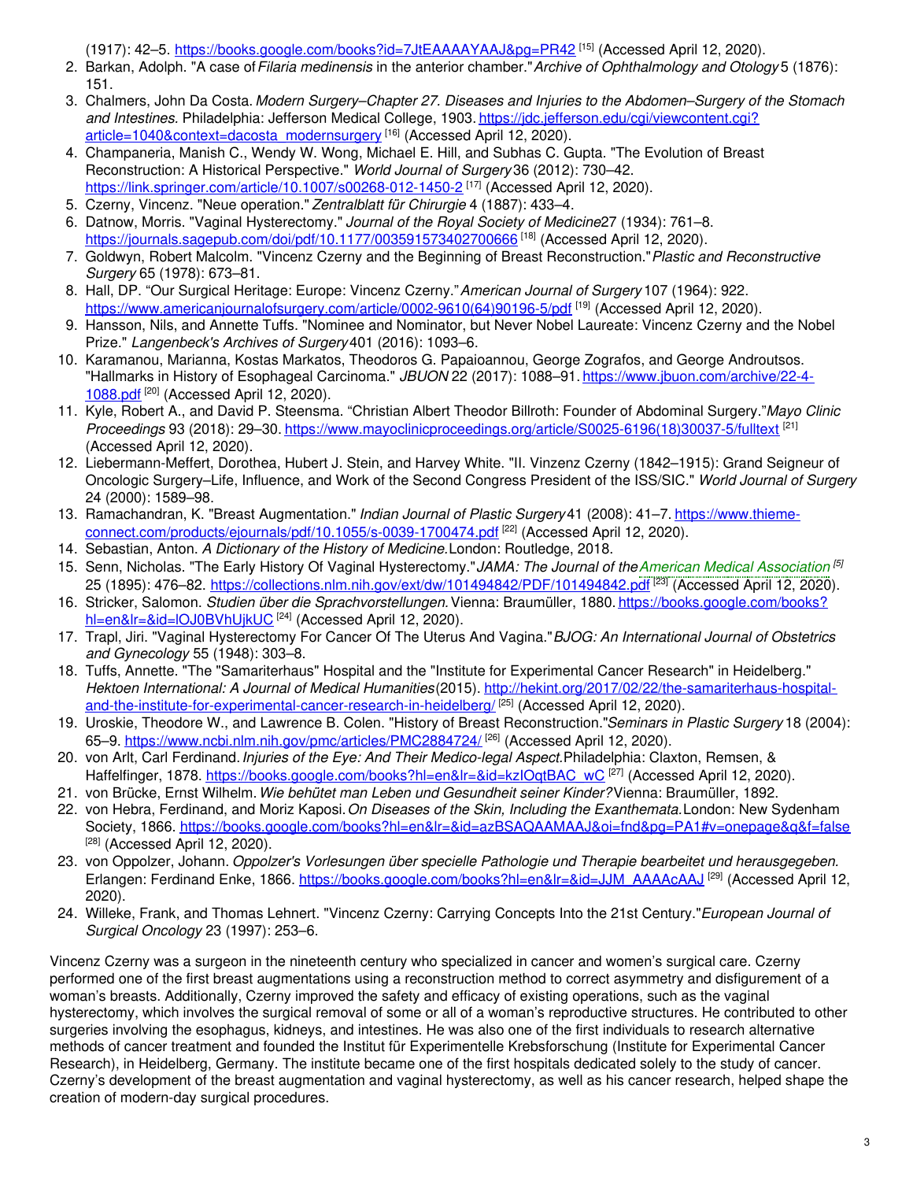(1917): 42–5. https://books.google.com/books?id=7JtEAAAAYAAJ&pg=PR42 [15] (Accessed April 12, 2020).

2. Barkan, Adolph. "A case of *Filaria medinensis* in the anterior chamber." *Archive of Ophthalmology and Otology* 5 (1876): 151.
3. Chalmers, John Da Costa. *Modern Surgery–Chapter 27. Diseases and Injuries to the Abdomen–Surgery of the Stomach and Intestines.* Philadelphia: Jefferson Medical College, 1903. https://jdc.jefferson.edu/cgi/viewcontent.cgi?article=1040&context=dacosta_modernsurgery [16] (Accessed April 12, 2020).
4. Champaneria, Manish C., Wendy W. Wong, Michael E. Hill, and Subhas C. Gupta. "The Evolution of Breast Reconstruction: A Historical Perspective." *World Journal of Surgery* 36 (2012): 730–42. https://link.springer.com/article/10.1007/s00268-012-1450-2 [17] (Accessed April 12, 2020).
5. Czerny, Vincenz. "Neue operation." *Zentralblatt für Chirurgie* 4 (1887): 433–4.
6. Datnow, Morris. "Vaginal Hysterectomy." *Journal of the Royal Society of Medicine* 27 (1934): 761–8. https://journals.sagepub.com/doi/pdf/10.1177/003591573402700666 [18] (Accessed April 12, 2020).
7. Goldwyn, Robert Malcolm. "Vincenz Czerny and the Beginning of Breast Reconstruction." *Plastic and Reconstructive Surgery* 65 (1978): 673–81.
8. Hall, DP. "Our Surgical Heritage: Europe: Vincenz Czerny." *American Journal of Surgery* 107 (1964): 922. https://www.americanjournalofsurgery.com/article/0002-9610(64)90196-5/pdf [19] (Accessed April 12, 2020).
9. Hansson, Nils, and Annette Tuffs. "Nominee and Nominator, but Never Nobel Laureate: Vincenz Czerny and the Nobel Prize." *Langenbeck's Archives of Surgery* 401 (2016): 1093–6.
10. Karamanou, Marianna, Kostas Markatos, Theodoros G. Papaioannou, George Zografos, and George Androutsos. "Hallmarks in History of Esophageal Carcinoma." *JBUON* 22 (2017): 1088–91. https://www.jbuon.com/archive/22-4-1088.pdf [20] (Accessed April 12, 2020).
11. Kyle, Robert A., and David P. Steensma. "Christian Albert Theodor Billroth: Founder of Abdominal Surgery." *Mayo Clinic Proceedings* 93 (2018): 29–30. https://www.mayoclinicproceedings.org/article/S0025-6196(18)30037-5/fulltext [21] (Accessed April 12, 2020).
12. Liebermann-Meffert, Dorothea, Hubert J. Stein, and Harvey White. "II. Vinzenz Czerny (1842–1915): Grand Seigneur of Oncologic Surgery–Life, Influence, and Work of the Second Congress President of the ISS/SIC." *World Journal of Surgery* 24 (2000): 1589–98.
13. Ramachandran, K. "Breast Augmentation." *Indian Journal of Plastic Surgery* 41 (2008): 41–7. https://www.thieme-connect.com/products/ejournals/pdf/10.1055/s-0039-1700474.pdf [22] (Accessed April 12, 2020).
14. Sebastian, Anton. *A Dictionary of the History of Medicine.* London: Routledge, 2018.
15. Senn, Nicholas. "The Early History Of Vaginal Hysterectomy." *JAMA: The Journal of the American Medical Association* [5] 25 (1895): 476–82. https://collections.nlm.nih.gov/ext/dw/101494842/PDF/101494842.pdf [23] (Accessed April 12, 2020).
16. Stricker, Salomon. *Studien über die Sprachvorstellungen.* Vienna: Braumüller, 1880. https://books.google.com/books?hl=en&lr=&id=lOJ0BVhUjkUC [24] (Accessed April 12, 2020).
17. Trapl, Jiri. "Vaginal Hysterectomy For Cancer Of The Uterus And Vagina." *BJOG: An International Journal of Obstetrics and Gynecology* 55 (1948): 303–8.
18. Tuffs, Annette. "The "Samariterhaus" Hospital and the "Institute for Experimental Cancer Research" in Heidelberg." *Hektoen International: A Journal of Medical Humanities* (2015). http://hekint.org/2017/02/22/the-samariterhaus-hospital-and-the-institute-for-experimental-cancer-research-in-heidelberg/ [25] (Accessed April 12, 2020).
19. Uroskie, Theodore W., and Lawrence B. Colen. "History of Breast Reconstruction." *Seminars in Plastic Surgery* 18 (2004): 65–9. https://www.ncbi.nlm.nih.gov/pmc/articles/PMC2884724/ [26] (Accessed April 12, 2020).
20. von Arlt, Carl Ferdinand. *Injuries of the Eye: And Their Medico-legal Aspect.* Philadelphia: Claxton, Remsen, & Haffelfinger, 1878. https://books.google.com/books?hl=en&lr=&id=kzIOqtBAC_wC [27] (Accessed April 12, 2020).
21. von Brücke, Ernst Wilhelm. *Wie behütet man Leben und Gesundheit seiner Kinder?* Vienna: Braumüller, 1892.
22. von Hebra, Ferdinand, and Moriz Kaposi. *On Diseases of the Skin, Including the Exanthemata.* London: New Sydenham Society, 1866. https://books.google.com/books?hl=en&lr=&id=azBSAQAAMAAJ&oi=fnd&pg=PA1#v=onepage&q&f=false [28] (Accessed April 12, 2020).
23. von Oppolzer, Johann. *Oppolzer's Vorlesungen über specielle Pathologie und Therapie bearbeitet und herausgegeben.* Erlangen: Ferdinand Enke, 1866. https://books.google.com/books?hl=en&lr=&id=JJM_AAAAcAAJ [29] (Accessed April 12, 2020).
24. Willeke, Frank, and Thomas Lehnert. "Vincenz Czerny: Carrying Concepts Into the 21st Century." *European Journal of Surgical Oncology* 23 (1997): 253–6.

Vincenz Czerny was a surgeon in the nineteenth century who specialized in cancer and women's surgical care. Czerny performed one of the first breast augmentations using a reconstruction method to correct asymmetry and disfigurement of a woman's breasts. Additionally, Czerny improved the safety and efficacy of existing operations, such as the vaginal hysterectomy, which involves the surgical removal of some or all of a woman's reproductive structures. He contributed to other surgeries involving the esophagus, kidneys, and intestines. He was also one of the first individuals to research alternative methods of cancer treatment and founded the Institut für Experimentelle Krebsforschung (Institute for Experimental Cancer Research), in Heidelberg, Germany. The institute became one of the first hospitals dedicated solely to the study of cancer. Czerny's development of the breast augmentation and vaginal hysterectomy, as well as his cancer research, helped shape the creation of modern-day surgical procedures.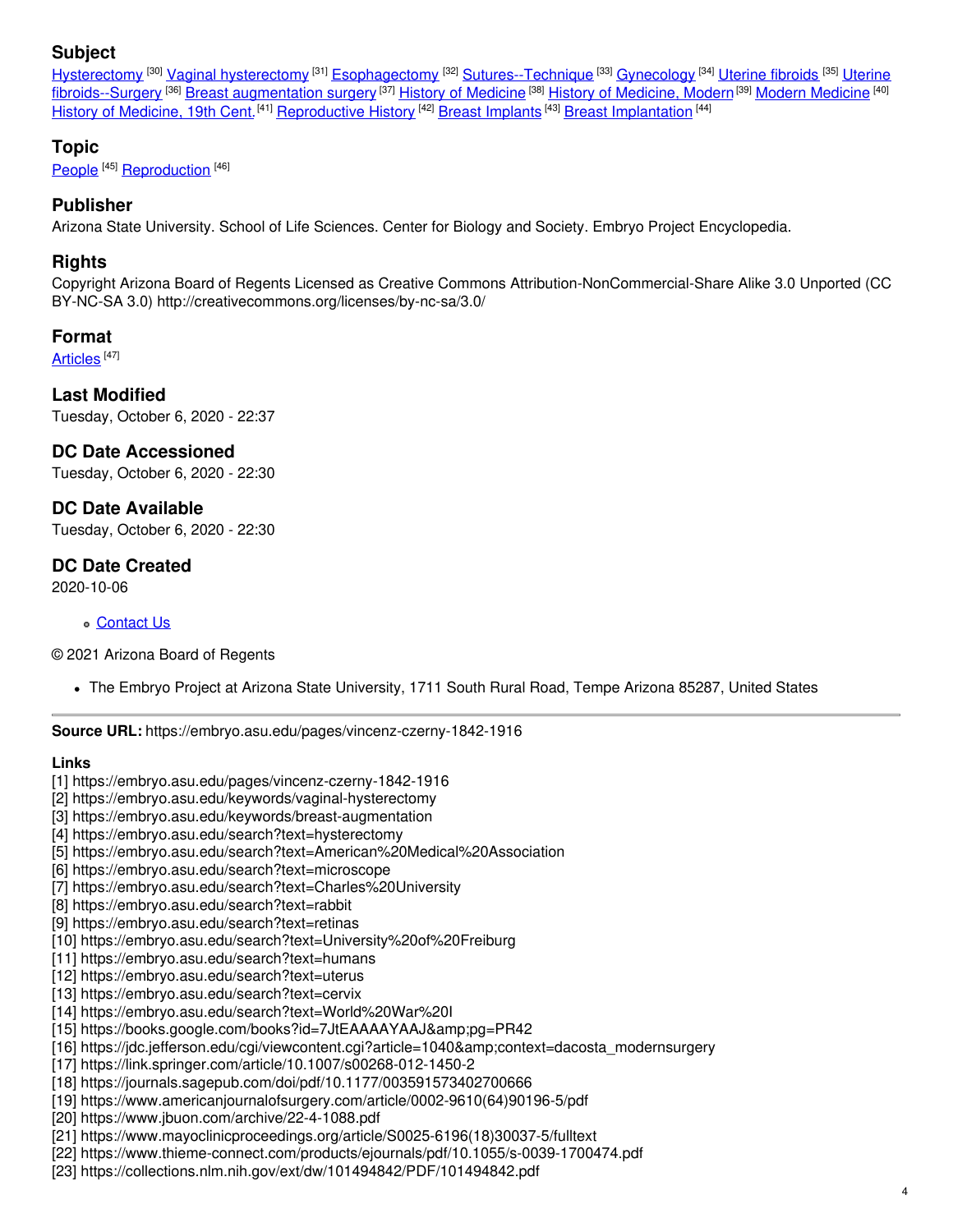## Subject

Hysterectomy [30] Vaginal hysterectomy [31] Esophagectomy [32] Sutures--Technique [33] Gynecology [34] Uterine fibroids [35] Uterine fibroids--Surgery [36] Breast augmentation surgery [37] History of Medicine [38] History of Medicine, Modern [39] Modern Medicine [40] History of Medicine, 19th Cent. [41] Reproductive History [42] Breast Implants [43] Breast Implantation [44]

## Topic

People [45] Reproduction [46]

## Publisher

Arizona State University. School of Life Sciences. Center for Biology and Society. Embryo Project Encyclopedia.

## Rights

Copyright Arizona Board of Regents Licensed as Creative Commons Attribution-NonCommercial-Share Alike 3.0 Unported (CC BY-NC-SA 3.0) http://creativecommons.org/licenses/by-nc-sa/3.0/

## Format

Articles [47]

## Last Modified

Tuesday, October 6, 2020 - 22:37

## DC Date Accessioned

Tuesday, October 6, 2020 - 22:30

## DC Date Available

Tuesday, October 6, 2020 - 22:30

## DC Date Created

2020-10-06

- Contact Us

© 2021 Arizona Board of Regents

- The Embryo Project at Arizona State University, 1711 South Rural Road, Tempe Arizona 85287, United States

---

**Source URL:** https://embryo.asu.edu/pages/vincenz-czerny-1842-1916

**Links**

[1] https://embryo.asu.edu/pages/vincenz-czerny-1842-1916
[2] https://embryo.asu.edu/keywords/vaginal-hysterectomy
[3] https://embryo.asu.edu/keywords/breast-augmentation
[4] https://embryo.asu.edu/search?text=hysterectomy
[5] https://embryo.asu.edu/search?text=American%20Medical%20Association
[6] https://embryo.asu.edu/search?text=microscope
[7] https://embryo.asu.edu/search?text=Charles%20University
[8] https://embryo.asu.edu/search?text=rabbit
[9] https://embryo.asu.edu/search?text=retinas
[10] https://embryo.asu.edu/search?text=University%20of%20Freiburg
[11] https://embryo.asu.edu/search?text=humans
[12] https://embryo.asu.edu/search?text=uterus
[13] https://embryo.asu.edu/search?text=cervix
[14] https://embryo.asu.edu/search?text=World%20War%20I
[15] https://books.google.com/books?id=7JtEAAAAYAAJ&amp;pg=PR42
[16] https://jdc.jefferson.edu/cgi/viewcontent.cgi?article=1040&amp;context=dacosta_modernsurgery
[17] https://link.springer.com/article/10.1007/s00268-012-1450-2
[18] https://journals.sagepub.com/doi/pdf/10.1177/003591573402700666
[19] https://www.americanjournalofsurgery.com/article/0002-9610(64)90196-5/pdf
[20] https://www.jbuon.com/archive/22-4-1088.pdf
[21] https://www.mayoclinicproceedings.org/article/S0025-6196(18)30037-5/fulltext
[22] https://www.thieme-connect.com/products/ejournals/pdf/10.1055/s-0039-1700474.pdf
[23] https://collections.nlm.nih.gov/ext/dw/101494842/PDF/101494842.pdf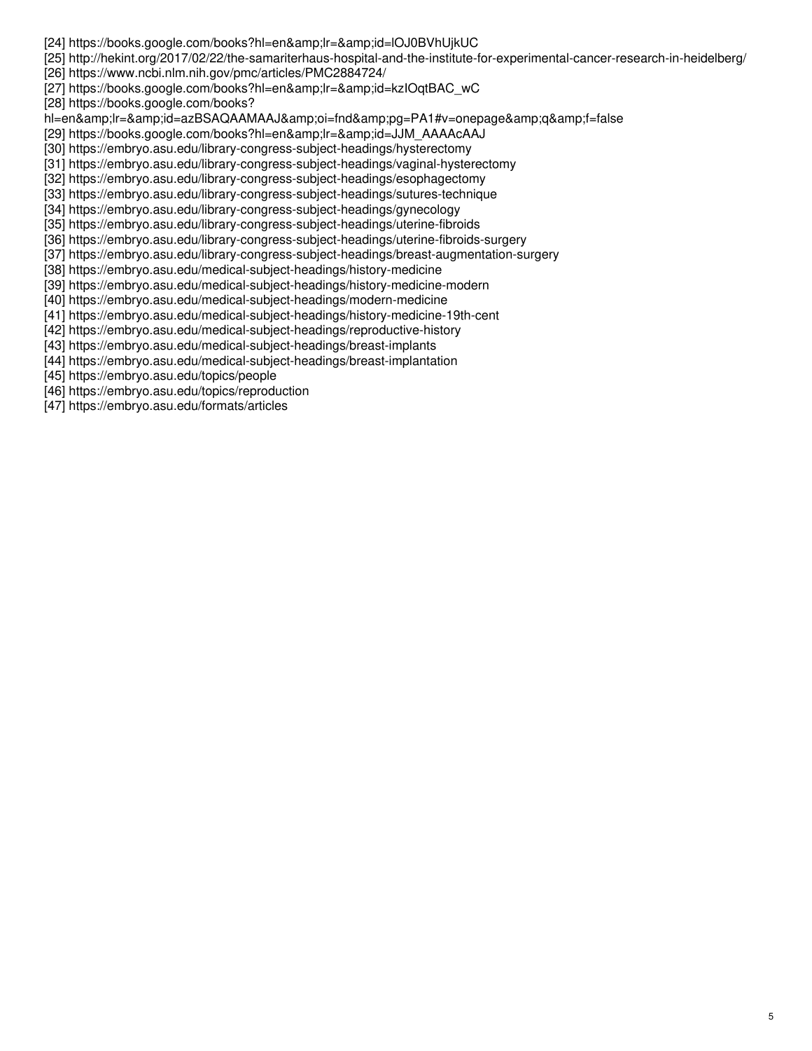[24] https://books.google.com/books?hl=en&amp;lr=&amp;id=lOJ0BVhUjkUC
[25] http://hekint.org/2017/02/22/the-samariterhaus-hospital-and-the-institute-for-experimental-cancer-research-in-heidelberg/
[26] https://www.ncbi.nlm.nih.gov/pmc/articles/PMC2884724/
[27] https://books.google.com/books?hl=en&amp;lr=&amp;id=kzIOqtBAC_wC
[28] https://books.google.com/books?
hl=en&amp;lr=&amp;id=azBSAQAAMAAJ&amp;oi=fnd&amp;pg=PA1#v=onepage&amp;q&amp;f=false
[29] https://books.google.com/books?hl=en&amp;lr=&amp;id=JJM_AAAAcAAJ
[30] https://embryo.asu.edu/library-congress-subject-headings/hysterectomy
[31] https://embryo.asu.edu/library-congress-subject-headings/vaginal-hysterectomy
[32] https://embryo.asu.edu/library-congress-subject-headings/esophagectomy
[33] https://embryo.asu.edu/library-congress-subject-headings/sutures-technique
[34] https://embryo.asu.edu/library-congress-subject-headings/gynecology
[35] https://embryo.asu.edu/library-congress-subject-headings/uterine-fibroids
[36] https://embryo.asu.edu/library-congress-subject-headings/uterine-fibroids-surgery
[37] https://embryo.asu.edu/library-congress-subject-headings/breast-augmentation-surgery
[38] https://embryo.asu.edu/medical-subject-headings/history-medicine
[39] https://embryo.asu.edu/medical-subject-headings/history-medicine-modern
[40] https://embryo.asu.edu/medical-subject-headings/modern-medicine
[41] https://embryo.asu.edu/medical-subject-headings/history-medicine-19th-cent
[42] https://embryo.asu.edu/medical-subject-headings/reproductive-history
[43] https://embryo.asu.edu/medical-subject-headings/breast-implants
[44] https://embryo.asu.edu/medical-subject-headings/breast-implantation
[45] https://embryo.asu.edu/topics/people
[46] https://embryo.asu.edu/topics/reproduction
[47] https://embryo.asu.edu/formats/articles